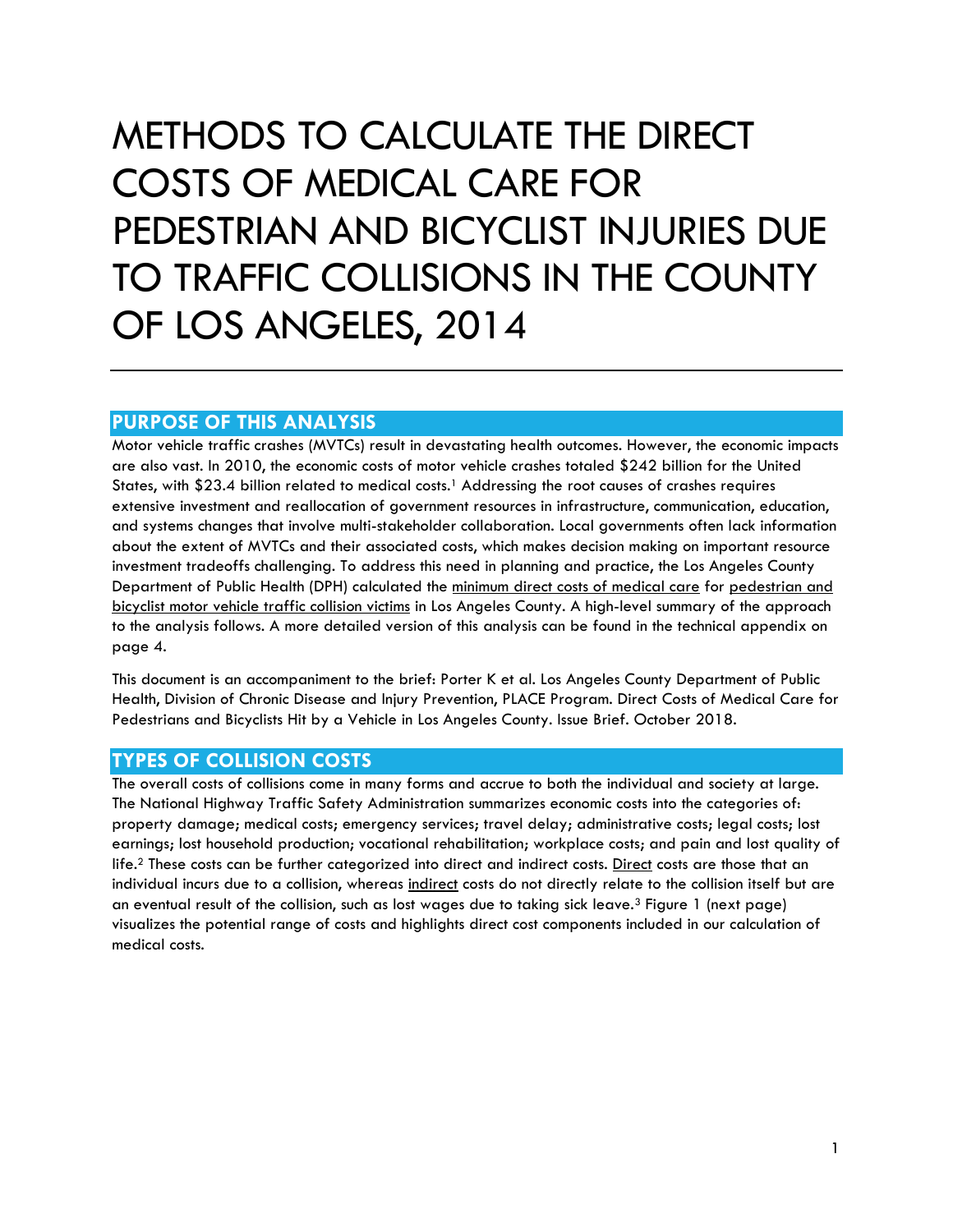# METHODS TO CALCULATE THE DIRECT COSTS OF MEDICAL CARE FOR PEDESTRIAN AND BICYCLIST INJURIES DUE TO TRAFFIC COLLISIONS IN THE COUNTY OF LOS ANGELES, 2014

## PURPOSE OF THIS ANALYSIS

Motor vehicle traffic crashes (MVTCs) result in devastating health outcomes. However, the economic impacts are also vast. In 2010, the economic costs of motor vehicle crashes totaled $242 billion for the United States, with $23.4 billion related to medical costs.[1] Addressing the root causes of crashes requires extensive investment and reallocation of government resources in infrastructure, communication, education, and systems changes that involve multi-stakeholder collaboration. Local governments often lack information about the extent of MVTCs and their associated costs, which makes decision making on important resource investment tradeoffs challenging. To address this need in planning and practice, the Los Angeles County Department of Public Health (DPH) calculated the minimum direct costs of medical care for pedestrian and bicyclist motor vehicle traffic collision victims in Los Angeles County. A high-level summary of the approach to the analysis follows. A more detailed version of this analysis can be found in the technical appendix on page 4.

This document is an accompaniment to the brief: Porter K et al. Los Angeles County Department of Public Health, Division of Chronic Disease and Injury Prevention, PLACE Program. Direct Costs of Medical Care for Pedestrians and Bicyclists Hit by a Vehicle in Los Angeles County. Issue Brief. October 2018.

## TYPES OF COLLISION COSTS

The overall costs of collisions come in many forms and accrue to both the individual and society at large. The National Highway Traffic Safety Administration summarizes economic costs into the categories of: property damage; medical costs; emergency services; travel delay; administrative costs; legal costs; lost earnings; lost household production; vocational rehabilitation; workplace costs; and pain and lost quality of life.[2] These costs can be further categorized into direct and indirect costs. Direct costs are those that an individual incurs due to a collision, whereas indirect costs do not directly relate to the collision itself but are an eventual result of the collision, such as lost wages due to taking sick leave.[3] Figure 1 (next page) visualizes the potential range of costs and highlights direct cost components included in our calculation of medical costs.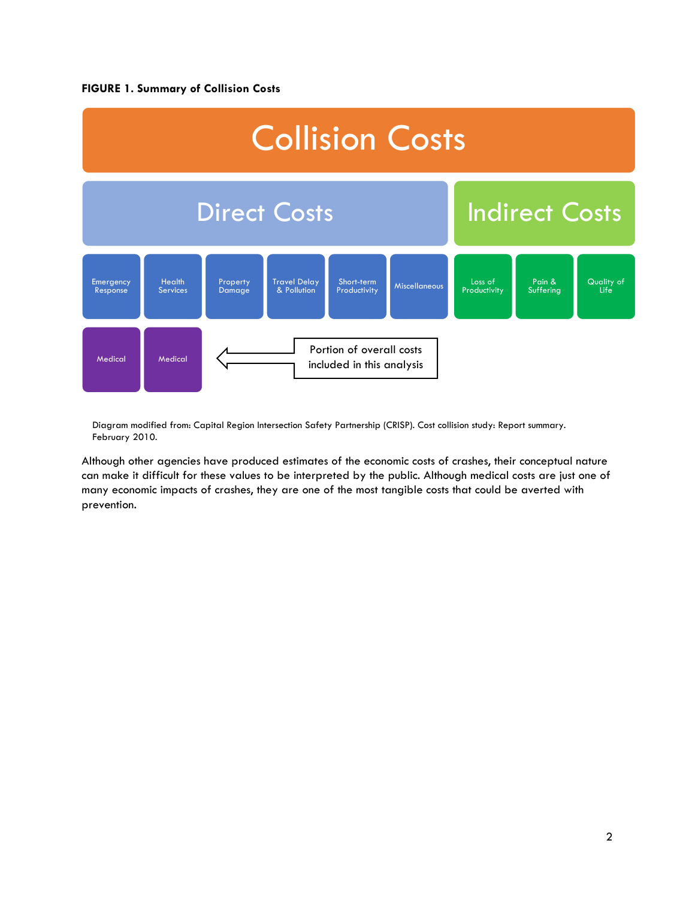**FIGURE 1. Summary of Collision Costs**

Collision Costs

Direct Costs

Indirect Costs

Emergency Response | Health Services | Property Damage | Travel Delay & Pollution | Short-term Productivity | Miscellaneous | Loss of Productivity | Pain & Suffering | Quality of Life

Medical | Medical

Portion of overall costs included in this analysis

Diagram modified from: Capital Region Intersection Safety Partnership (CRISP). Cost collision study: Report summary. February 2010.

Although other agencies have produced estimates of the economic costs of crashes, their conceptual nature can make it difficult for these values to be interpreted by the public. Although medical costs are just one of many economic impacts of crashes, they are one of the most tangible costs that could be averted with prevention.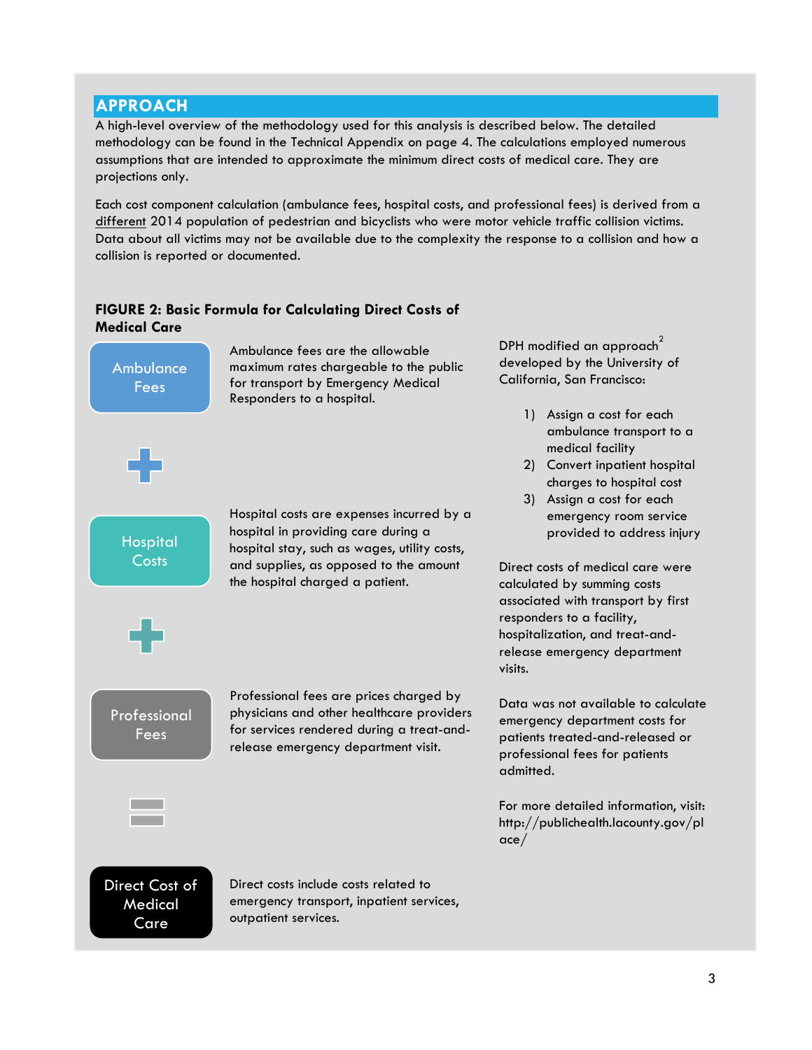## APPROACH

A high-level overview of the methodology used for this analysis is described below. The detailed methodology can be found in the Technical Appendix on page 4. The calculations employed numerous assumptions that are intended to approximate the minimum direct costs of medical care. They are projections only.

Each cost component calculation (ambulance fees, hospital costs, and professional fees) is derived from a different 2014 population of pedestrian and bicyclists who were motor vehicle traffic collision victims. Data about all victims may not be available due to the complexity the response to a collision and how a collision is reported or documented.

**FIGURE 2: Basic Formula for Calculating Direct Costs of Medical Care**

**Ambulance Fees** — Ambulance fees are the allowable maximum rates chargeable to the public for transport by Emergency Medical Responders to a hospital.

+

**Hospital Costs** — Hospital costs are expenses incurred by a hospital in providing care during a hospital stay, such as wages, utility costs, and supplies, as opposed to the amount the hospital charged a patient.

+

**Professional Fees** — Professional fees are prices charged by physicians and other healthcare providers for services rendered during a treat-and-release emergency department visit.

=

**Direct Cost of Medical Care** — Direct costs include costs related to emergency transport, inpatient services, outpatient services.

DPH modified an approach[2] developed by the University of California, San Francisco:

1) Assign a cost for each ambulance transport to a medical facility
2) Convert inpatient hospital charges to hospital cost
3) Assign a cost for each emergency room service provided to address injury

Direct costs of medical care were calculated by summing costs associated with transport by first responders to a facility, hospitalization, and treat-and-release emergency department visits.

Data was not available to calculate emergency department costs for patients treated-and-released or professional fees for patients admitted.

For more detailed information, visit: http://publichealth.lacounty.gov/place/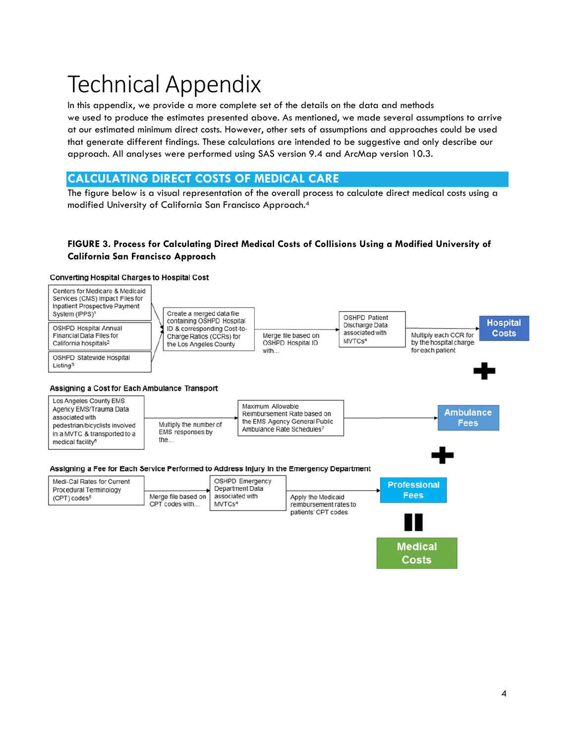# Technical Appendix

In this appendix, we provide a more complete set of the details on the data and methods we used to produce the estimates presented above. As mentioned, we made several assumptions to arrive at our estimated minimum direct costs. However, other sets of assumptions and approaches could be used that generate different findings. These calculations are intended to be suggestive and only describe our approach. All analyses were performed using SAS version 9.4 and ArcMap version 10.3.

## CALCULATING DIRECT COSTS OF MEDICAL CARE

The figure below is a visual representation of the overall process to calculate direct medical costs using a modified University of California San Francisco Approach.[4]

**FIGURE 3. Process for Calculating Direct Medical Costs of Collisions Using a Modified University of California San Francisco Approach**

**Converting Hospital Charges to Hospital Cost**

- Centers for Medicare & Medicaid Services (CMS) Impact Files for Inpatient Prospective Payment System (IPPS)[1]
- OSHPD Hospital Annual Financial Data Files for California hospitals[2]
- OSHPD Statewide Hospital Listing[3]

→ Create a merged data file containing OSHPD Hospital ID & corresponding Cost-to-Charge Ratios (CCRs) for the Los Angeles County → Merge file based on OSHPD Hospital ID with… → OSHPD Patient Discharge Data associated with MVTCs[4] → Multiply each CCR for by the hospital charge for each patient → **Hospital Costs**

**+**

**Assigning a Cost for Each Ambulance Transport**

Los Angeles County EMS Agency EMS/Trauma Data associated with pedestrian/bicyclists involved in a MVTC & transported to a medical facility[6] → Multiply the number of EMS responses by the… → Maximum Allowable Reimbursement Rate based on the EMS Agency General Public Ambulance Rate Schedules[7] → **Ambulance Fees**

**+**

**Assigning a Fee for Each Service Performed to Address Injury in the Emergency Department**

Medi-Cal Rates for Current Procedural Terminology (CPT) codes[5] → Merge file based on CPT codes with… → OSHPD Emergency Department Data associated with MVTCs[4] → Apply the Medicaid reimbursement rates to patients' CPT codes → **Professional Fees**

**=**

**Medical Costs**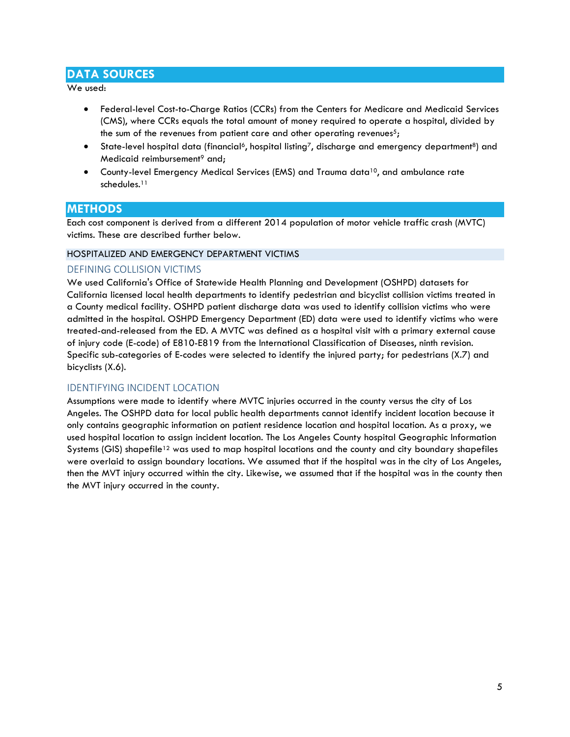## DATA SOURCES

We used:

- Federal-level Cost-to-Charge Ratios (CCRs) from the Centers for Medicare and Medicaid Services (CMS), where CCRs equals the total amount of money required to operate a hospital, divided by the sum of the revenues from patient care and other operating revenues[5];
- State-level hospital data (financial[6], hospital listing[7], discharge and emergency department[8]) and Medicaid reimbursement[9] and;
- County-level Emergency Medical Services (EMS) and Trauma data[10], and ambulance rate schedules.[11]

## METHODS

Each cost component is derived from a different 2014 population of motor vehicle traffic crash (MVTC) victims. These are described further below.

### HOSPITALIZED AND EMERGENCY DEPARTMENT VICTIMS

#### DEFINING COLLISION VICTIMS

We used California's Office of Statewide Health Planning and Development (OSHPD) datasets for California licensed local health departments to identify pedestrian and bicyclist collision victims treated in a County medical facility. OSHPD patient discharge data was used to identify collision victims who were admitted in the hospital. OSHPD Emergency Department (ED) data were used to identify victims who were treated-and-released from the ED. A MVTC was defined as a hospital visit with a primary external cause of injury code (E-code) of E810-E819 from the International Classification of Diseases, ninth revision. Specific sub-categories of E-codes were selected to identify the injured party; for pedestrians (X.7) and bicyclists (X.6).

#### IDENTIFYING INCIDENT LOCATION

Assumptions were made to identify where MVTC injuries occurred in the county versus the city of Los Angeles. The OSHPD data for local public health departments cannot identify incident location because it only contains geographic information on patient residence location and hospital location. As a proxy, we used hospital location to assign incident location. The Los Angeles County hospital Geographic Information Systems (GIS) shapefile[12] was used to map hospital locations and the county and city boundary shapefiles were overlaid to assign boundary locations. We assumed that if the hospital was in the city of Los Angeles, then the MVT injury occurred within the city. Likewise, we assumed that if the hospital was in the county then the MVT injury occurred in the county.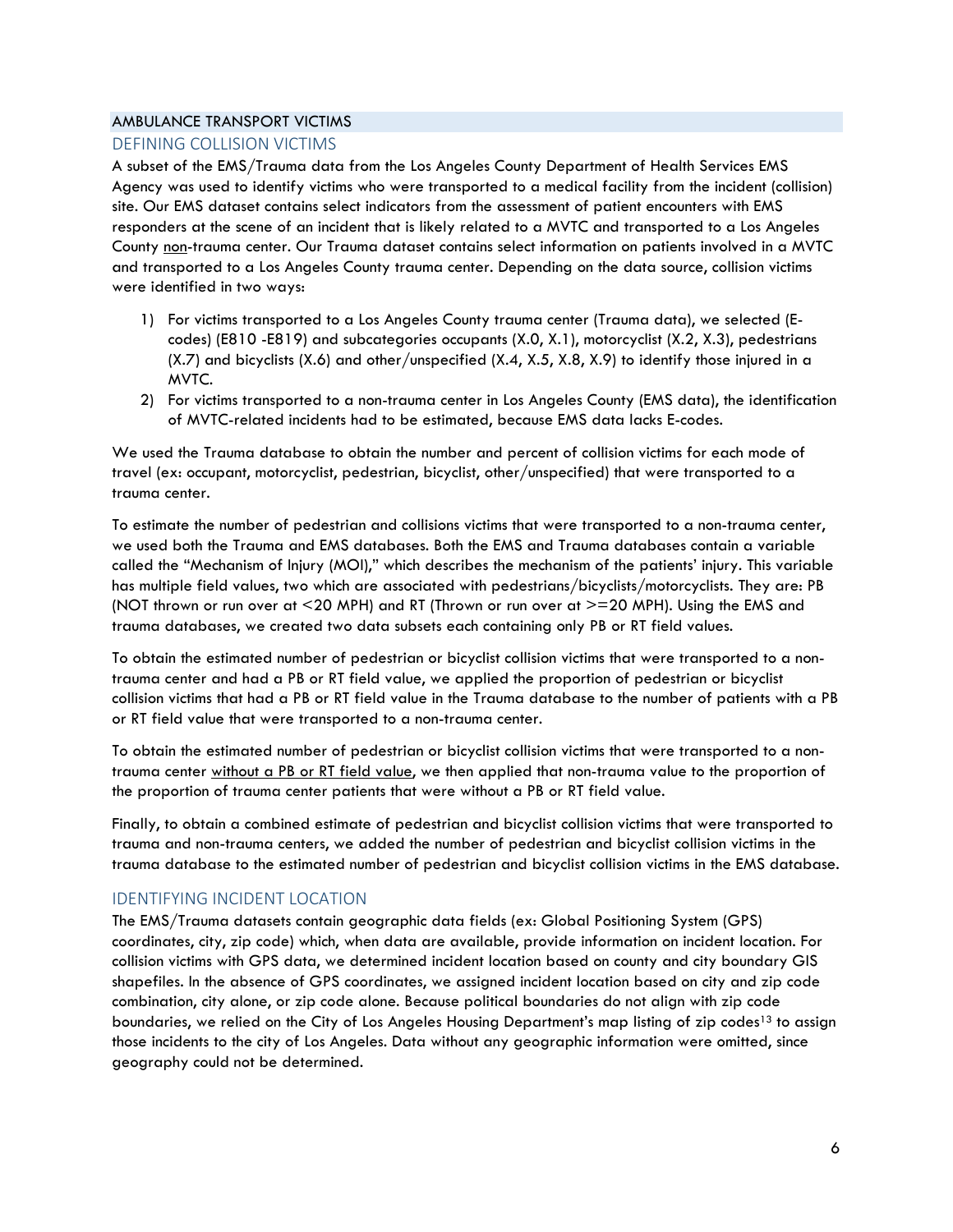## AMBULANCE TRANSPORT VICTIMS

### DEFINING COLLISION VICTIMS

A subset of the EMS/Trauma data from the Los Angeles County Department of Health Services EMS Agency was used to identify victims who were transported to a medical facility from the incident (collision) site. Our EMS dataset contains select indicators from the assessment of patient encounters with EMS responders at the scene of an incident that is likely related to a MVTC and transported to a Los Angeles County non-trauma center. Our Trauma dataset contains select information on patients involved in a MVTC and transported to a Los Angeles County trauma center. Depending on the data source, collision victims were identified in two ways:

1) For victims transported to a Los Angeles County trauma center (Trauma data), we selected (E-codes) (E810 -E819) and subcategories occupants (X.0, X.1), motorcyclist (X.2, X.3), pedestrians (X.7) and bicyclists (X.6) and other/unspecified (X.4, X.5, X.8, X.9) to identify those injured in a MVTC.
2) For victims transported to a non-trauma center in Los Angeles County (EMS data), the identification of MVTC-related incidents had to be estimated, because EMS data lacks E-codes.

We used the Trauma database to obtain the number and percent of collision victims for each mode of travel (ex: occupant, motorcyclist, pedestrian, bicyclist, other/unspecified) that were transported to a trauma center.

To estimate the number of pedestrian and collisions victims that were transported to a non-trauma center, we used both the Trauma and EMS databases. Both the EMS and Trauma databases contain a variable called the "Mechanism of Injury (MOI)," which describes the mechanism of the patients' injury. This variable has multiple field values, two which are associated with pedestrians/bicyclists/motorcyclists. They are: PB (NOT thrown or run over at <20 MPH) and RT (Thrown or run over at >=20 MPH). Using the EMS and trauma databases, we created two data subsets each containing only PB or RT field values.

To obtain the estimated number of pedestrian or bicyclist collision victims that were transported to a non-trauma center and had a PB or RT field value, we applied the proportion of pedestrian or bicyclist collision victims that had a PB or RT field value in the Trauma database to the number of patients with a PB or RT field value that were transported to a non-trauma center.

To obtain the estimated number of pedestrian or bicyclist collision victims that were transported to a non-trauma center without a PB or RT field value, we then applied that non-trauma value to the proportion of the proportion of trauma center patients that were without a PB or RT field value.

Finally, to obtain a combined estimate of pedestrian and bicyclist collision victims that were transported to trauma and non-trauma centers, we added the number of pedestrian and bicyclist collision victims in the trauma database to the estimated number of pedestrian and bicyclist collision victims in the EMS database.

### IDENTIFYING INCIDENT LOCATION

The EMS/Trauma datasets contain geographic data fields (ex: Global Positioning System (GPS) coordinates, city, zip code) which, when data are available, provide information on incident location. For collision victims with GPS data, we determined incident location based on county and city boundary GIS shapefiles. In the absence of GPS coordinates, we assigned incident location based on city and zip code combination, city alone, or zip code alone. Because political boundaries do not align with zip code boundaries, we relied on the City of Los Angeles Housing Department's map listing of zip codes[13] to assign those incidents to the city of Los Angeles. Data without any geographic information were omitted, since geography could not be determined.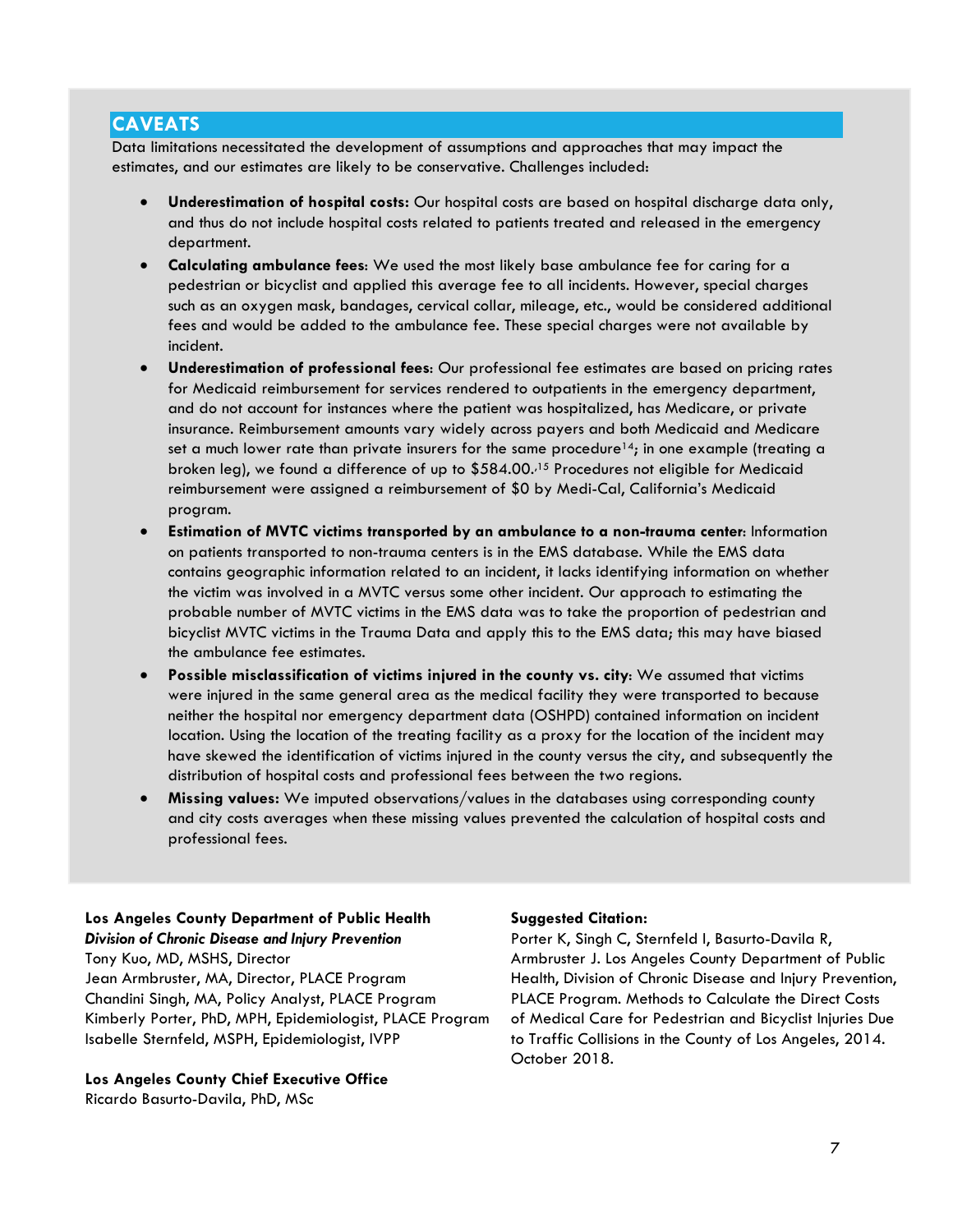## CAVEATS

Data limitations necessitated the development of assumptions and approaches that may impact the estimates, and our estimates are likely to be conservative. Challenges included:

- **Underestimation of hospital costs:** Our hospital costs are based on hospital discharge data only, and thus do not include hospital costs related to patients treated and released in the emergency department.
- **Calculating ambulance fees**: We used the most likely base ambulance fee for caring for a pedestrian or bicyclist and applied this average fee to all incidents. However, special charges such as an oxygen mask, bandages, cervical collar, mileage, etc., would be considered additional fees and would be added to the ambulance fee. These special charges were not available by incident.
- **Underestimation of professional fees**: Our professional fee estimates are based on pricing rates for Medicaid reimbursement for services rendered to outpatients in the emergency department, and do not account for instances where the patient was hospitalized, has Medicare, or private insurance. Reimbursement amounts vary widely across payers and both Medicaid and Medicare set a much lower rate than private insurers for the same procedure[14]; in one example (treating a broken leg), we found a difference of up to $584.00.[15] Procedures not eligible for Medicaid reimbursement were assigned a reimbursement of $0 by Medi-Cal, California's Medicaid program.
- **Estimation of MVTC victims transported by an ambulance to a non-trauma center**: Information on patients transported to non-trauma centers is in the EMS database. While the EMS data contains geographic information related to an incident, it lacks identifying information on whether the victim was involved in a MVTC versus some other incident. Our approach to estimating the probable number of MVTC victims in the EMS data was to take the proportion of pedestrian and bicyclist MVTC victims in the Trauma Data and apply this to the EMS data; this may have biased the ambulance fee estimates.
- **Possible misclassification of victims injured in the county vs. city**: We assumed that victims were injured in the same general area as the medical facility they were transported to because neither the hospital nor emergency department data (OSHPD) contained information on incident location. Using the location of the treating facility as a proxy for the location of the incident may have skewed the identification of victims injured in the county versus the city, and subsequently the distribution of hospital costs and professional fees between the two regions.
- **Missing values:** We imputed observations/values in the databases using corresponding county and city costs averages when these missing values prevented the calculation of hospital costs and professional fees.

**Los Angeles County Department of Public Health**
***Division of Chronic Disease and Injury Prevention***
Tony Kuo, MD, MSHS, Director
Jean Armbruster, MA, Director, PLACE Program
Chandini Singh, MA, Policy Analyst, PLACE Program
Kimberly Porter, PhD, MPH, Epidemiologist, PLACE Program
Isabelle Sternfeld, MSPH, Epidemiologist, IVPP

**Los Angeles County Chief Executive Office**
Ricardo Basurto-Davila, PhD, MSc

**Suggested Citation:**
Porter K, Singh C, Sternfeld I, Basurto-Davila R, Armbruster J. Los Angeles County Department of Public Health, Division of Chronic Disease and Injury Prevention, PLACE Program. Methods to Calculate the Direct Costs of Medical Care for Pedestrian and Bicyclist Injuries Due to Traffic Collisions in the County of Los Angeles, 2014. October 2018.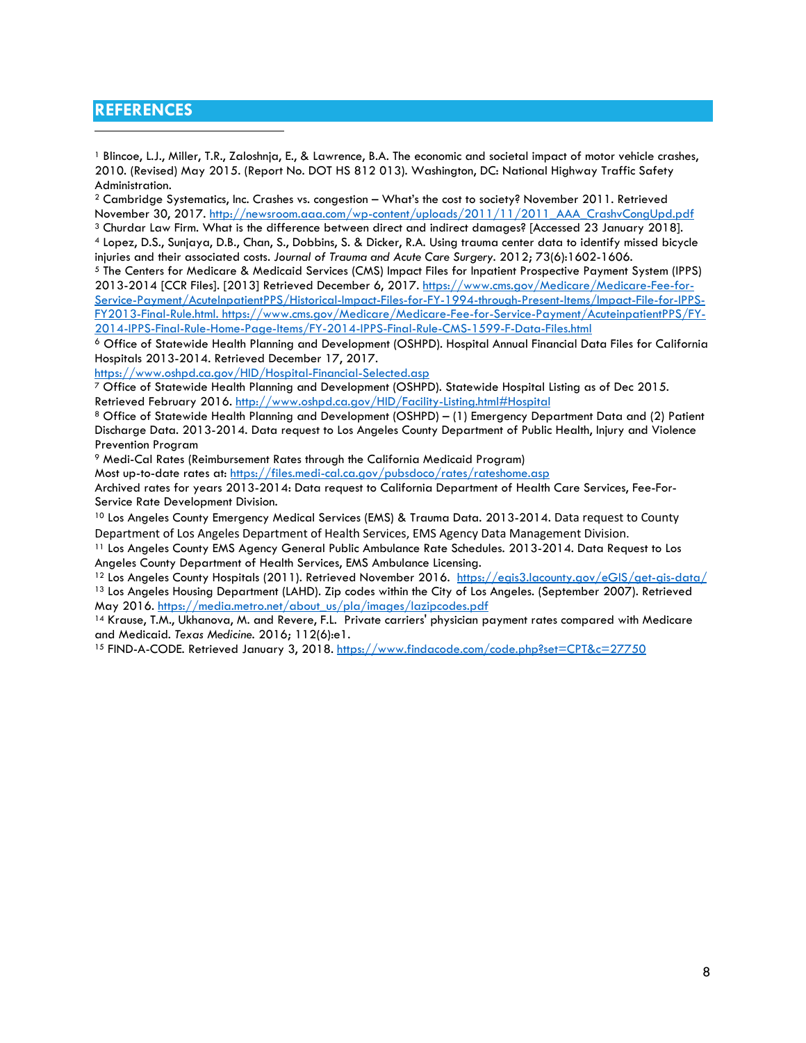## REFERENCES

[1] Blincoe, L.J., Miller, T.R., Zaloshnja, E., & Lawrence, B.A. The economic and societal impact of motor vehicle crashes, 2010. (Revised) May 2015. (Report No. DOT HS 812 013). Washington, DC: National Highway Traffic Safety Administration.

[2] Cambridge Systematics, Inc. Crashes vs. congestion – What's the cost to society? November 2011. Retrieved November 30, 2017. http://newsroom.aaa.com/wp-content/uploads/2011/11/2011_AAA_CrashvCongUpd.pdf

[3] Churdar Law Firm. What is the difference between direct and indirect damages? [Accessed 23 January 2018].

[4] Lopez, D.S., Sunjaya, D.B., Chan, S., Dobbins, S. & Dicker, R.A. Using trauma center data to identify missed bicycle injuries and their associated costs. *Journal of Trauma and Acute Care Surgery*. 2012; 73(6):1602-1606.

[5] The Centers for Medicare & Medicaid Services (CMS) Impact Files for Inpatient Prospective Payment System (IPPS) 2013-2014 [CCR Files]. [2013] Retrieved December 6, 2017. https://www.cms.gov/Medicare/Medicare-Fee-for-Service-Payment/AcuteInpatientPPS/Historical-Impact-Files-for-FY-1994-through-Present-Items/Impact-File-for-IPPS-FY2013-Final-Rule.html. https://www.cms.gov/Medicare/Medicare-Fee-for-Service-Payment/AcuteinpatientPPS/FY-2014-IPPS-Final-Rule-Home-Page-Items/FY-2014-IPPS-Final-Rule-CMS-1599-F-Data-Files.html

[6] Office of Statewide Health Planning and Development (OSHPD). Hospital Annual Financial Data Files for California Hospitals 2013-2014. Retrieved December 17, 2017. https://www.oshpd.ca.gov/HID/Hospital-Financial-Selected.asp

[7] Office of Statewide Health Planning and Development (OSHPD). Statewide Hospital Listing as of Dec 2015. Retrieved February 2016. http://www.oshpd.ca.gov/HID/Facility-Listing.html#Hospital

[8] Office of Statewide Health Planning and Development (OSHPD) – (1) Emergency Department Data and (2) Patient Discharge Data. 2013-2014. Data request to Los Angeles County Department of Public Health, Injury and Violence Prevention Program

[9] Medi-Cal Rates (Reimbursement Rates through the California Medicaid Program)
Most up-to-date rates at: https://files.medi-cal.ca.gov/pubsdoco/rates/rateshome.asp
Archived rates for years 2013-2014: Data request to California Department of Health Care Services, Fee-For-Service Rate Development Division.

[10] Los Angeles County Emergency Medical Services (EMS) & Trauma Data. 2013-2014. Data request to County Department of Los Angeles Department of Health Services, EMS Agency Data Management Division.

[11] Los Angeles County EMS Agency General Public Ambulance Rate Schedules. 2013-2014. Data Request to Los Angeles County Department of Health Services, EMS Ambulance Licensing.

[12] Los Angeles County Hospitals (2011). Retrieved November 2016. https://egis3.lacounty.gov/eGIS/get-gis-data/

[13] Los Angeles Housing Department (LAHD). Zip codes within the City of Los Angeles. (September 2007). Retrieved May 2016. https://media.metro.net/about_us/pla/images/lazipcodes.pdf

[14] Krause, T.M., Ukhanova, M. and Revere, F.L. Private carriers' physician payment rates compared with Medicare and Medicaid. *Texas Medicine*. 2016; 112(6):e1.

[15] FIND-A-CODE. Retrieved January 3, 2018. https://www.findacode.com/code.php?set=CPT&c=27750